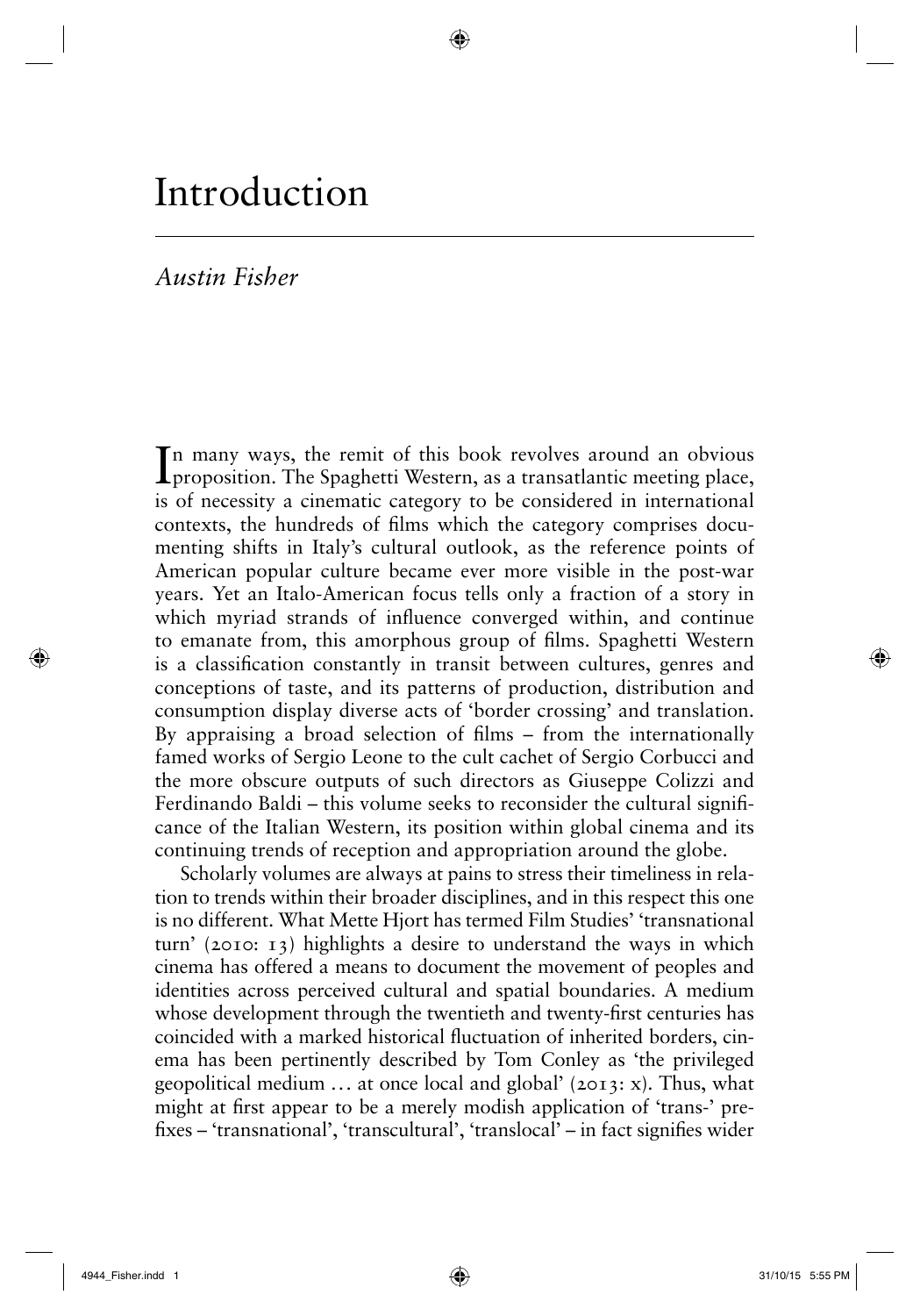# Introduction

*Austin Fisher*

In many ways, the remit of this book revolves around an obvious proposition. The Spaghetti Western, as a transatlantic meeting place, is of necessity a cinematic category to be considered in international contexts, the hundreds of films which the category comprises documenting shifts in Italy's cultural outlook, as the reference points of American popular culture became ever more visible in the post-war years. Yet an Italo-American focus tells only a fraction of a story in which myriad strands of influence converged within, and continue to emanate from, this amorphous group of films. Spaghetti Western is a classification constantly in transit between cultures, genres and conceptions of taste, and its patterns of production, distribution and consumption display diverse acts of 'border crossing' and translation. By appraising a broad selection of films – from the internationally famed works of Sergio Leone to the cult cachet of Sergio Corbucci and the more obscure outputs of such directors as Giuseppe Colizzi and Ferdinando Baldi – this volume seeks to reconsider the cultural significance of the Italian Western, its position within global cinema and its continuing trends of reception and appropriation around the globe.

Scholarly volumes are always at pains to stress their timeliness in relation to trends within their broader disciplines, and in this respect this one is no different. What Mette Hjort has termed Film Studies' 'transnational turn' (2010: 13) highlights a desire to understand the ways in which cinema has offered a means to document the movement of peoples and identities across perceived cultural and spatial boundaries. A medium whose development through the twentieth and twenty-first centuries has coincided with a marked historical fluctuation of inherited borders, cinema has been pertinently described by Tom Conley as 'the privileged geopolitical medium … at once local and global' (2013: x). Thus, what might at first appear to be a merely modish application of 'trans-' prefixes – 'transnational', 'transcultural', 'translocal' – in fact signifies wider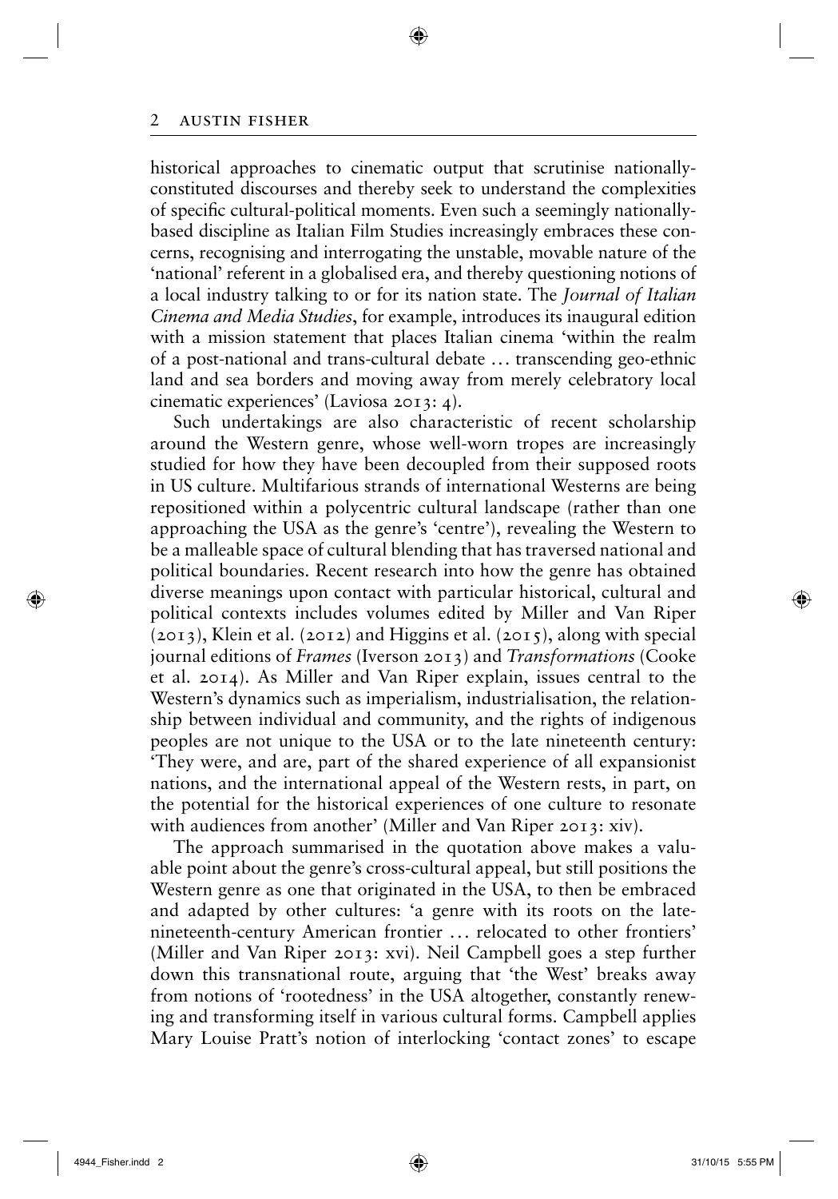historical approaches to cinematic output that scrutinise nationally-constituted discourses and thereby seek to understand the complexities of specific cultural-political moments. Even such a seemingly nationally-based discipline as Italian Film Studies increasingly embraces these concerns, recognising and interrogating the unstable, movable nature of the 'national' referent in a globalised era, and thereby questioning notions of a local industry talking to or for its nation state. The *Journal of Italian Cinema and Media Studies*, for example, introduces its inaugural edition with a mission statement that places Italian cinema 'within the realm of a post-national and trans-cultural debate … transcending geo-ethnic land and sea borders and moving away from merely celebratory local cinematic experiences' (Laviosa 2013: 4).

Such undertakings are also characteristic of recent scholarship around the Western genre, whose well-worn tropes are increasingly studied for how they have been decoupled from their supposed roots in US culture. Multifarious strands of international Westerns are being repositioned within a polycentric cultural landscape (rather than one approaching the USA as the genre's 'centre'), revealing the Western to be a malleable space of cultural blending that has traversed national and political boundaries. Recent research into how the genre has obtained diverse meanings upon contact with particular historical, cultural and political contexts includes volumes edited by Miller and Van Riper (2013), Klein et al. (2012) and Higgins et al. (2015), along with special journal editions of *Frames* (Iverson 2013) and *Transformations* (Cooke et al. 2014). As Miller and Van Riper explain, issues central to the Western's dynamics such as imperialism, industrialisation, the relationship between individual and community, and the rights of indigenous peoples are not unique to the USA or to the late nineteenth century: 'They were, and are, part of the shared experience of all expansionist nations, and the international appeal of the Western rests, in part, on the potential for the historical experiences of one culture to resonate with audiences from another' (Miller and Van Riper 2013: xiv).

The approach summarised in the quotation above makes a valuable point about the genre's cross-cultural appeal, but still positions the Western genre as one that originated in the USA, to then be embraced and adapted by other cultures: 'a genre with its roots on the late-nineteenth-century American frontier … relocated to other frontiers' (Miller and Van Riper 2013: xvi). Neil Campbell goes a step further down this transnational route, arguing that 'the West' breaks away from notions of 'rootedness' in the USA altogether, constantly renewing and transforming itself in various cultural forms. Campbell applies Mary Louise Pratt's notion of interlocking 'contact zones' to escape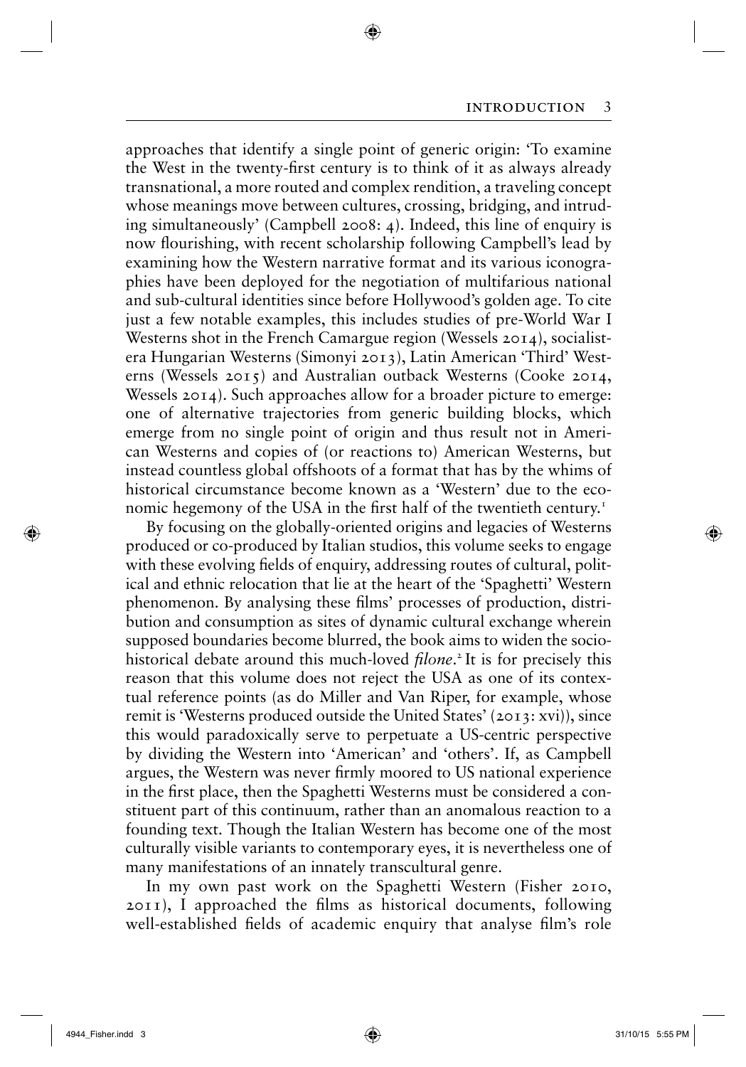approaches that identify a single point of generic origin: 'To examine the West in the twenty-first century is to think of it as always already transnational, a more routed and complex rendition, a traveling concept whose meanings move between cultures, crossing, bridging, and intruding simultaneously' (Campbell 2008: 4). Indeed, this line of enquiry is now flourishing, with recent scholarship following Campbell's lead by examining how the Western narrative format and its various iconographies have been deployed for the negotiation of multifarious national and sub-cultural identities since before Hollywood's golden age. To cite just a few notable examples, this includes studies of pre-World War I Westerns shot in the French Camargue region (Wessels 2014), socialist-era Hungarian Westerns (Simonyi 2013), Latin American 'Third' Westerns (Wessels 2015) and Australian outback Westerns (Cooke 2014, Wessels 2014). Such approaches allow for a broader picture to emerge: one of alternative trajectories from generic building blocks, which emerge from no single point of origin and thus result not in American Westerns and copies of (or reactions to) American Westerns, but instead countless global offshoots of a format that has by the whims of historical circumstance become known as a 'Western' due to the economic hegemony of the USA in the first half of the twentieth century.[1]

By focusing on the globally-oriented origins and legacies of Westerns produced or co-produced by Italian studios, this volume seeks to engage with these evolving fields of enquiry, addressing routes of cultural, political and ethnic relocation that lie at the heart of the 'Spaghetti' Western phenomenon. By analysing these films' processes of production, distribution and consumption as sites of dynamic cultural exchange wherein supposed boundaries become blurred, the book aims to widen the socio-historical debate around this much-loved *filone*.[2] It is for precisely this reason that this volume does not reject the USA as one of its contextual reference points (as do Miller and Van Riper, for example, whose remit is 'Westerns produced outside the United States' (2013: xvi)), since this would paradoxically serve to perpetuate a US-centric perspective by dividing the Western into 'American' and 'others'. If, as Campbell argues, the Western was never firmly moored to US national experience in the first place, then the Spaghetti Westerns must be considered a constituent part of this continuum, rather than an anomalous reaction to a founding text. Though the Italian Western has become one of the most culturally visible variants to contemporary eyes, it is nevertheless one of many manifestations of an innately transcultural genre.

In my own past work on the Spaghetti Western (Fisher 2010, 2011), I approached the films as historical documents, following well-established fields of academic enquiry that analyse film's role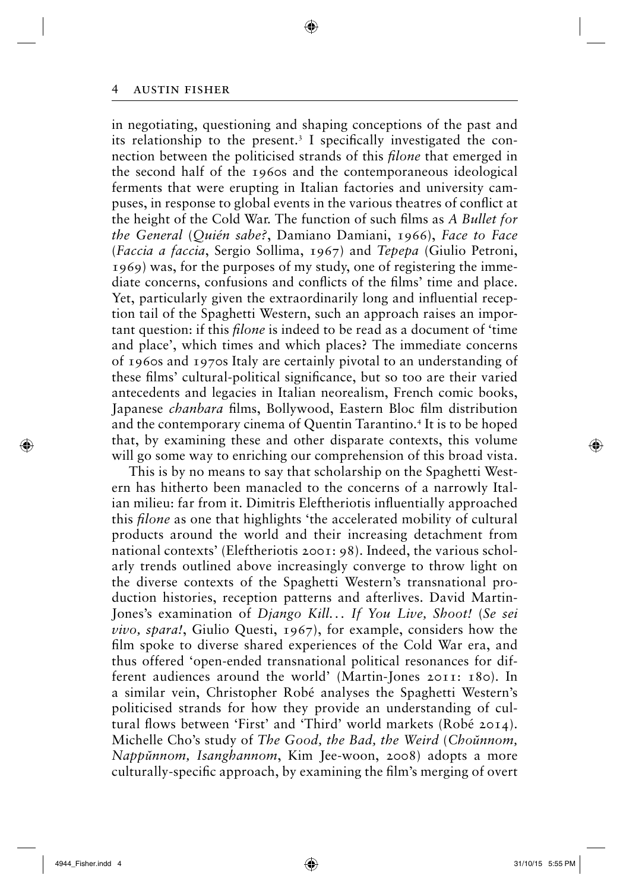in negotiating, questioning and shaping conceptions of the past and its relationship to the present.[3] I specifically investigated the connection between the politicised strands of this *filone* that emerged in the second half of the 1960s and the contemporaneous ideological ferments that were erupting in Italian factories and university campuses, in response to global events in the various theatres of conflict at the height of the Cold War. The function of such films as *A Bullet for the General* (*Quién sabe?*, Damiano Damiani, 1966), *Face to Face* (*Faccia a faccia*, Sergio Sollima, 1967) and *Tepepa* (Giulio Petroni, 1969) was, for the purposes of my study, one of registering the immediate concerns, confusions and conflicts of the films' time and place. Yet, particularly given the extraordinarily long and influential reception tail of the Spaghetti Western, such an approach raises an important question: if this *filone* is indeed to be read as a document of 'time and place', which times and which places? The immediate concerns of 1960s and 1970s Italy are certainly pivotal to an understanding of these films' cultural-political significance, but so too are their varied antecedents and legacies in Italian neorealism, French comic books, Japanese *chanbara* films, Bollywood, Eastern Bloc film distribution and the contemporary cinema of Quentin Tarantino.[4] It is to be hoped that, by examining these and other disparate contexts, this volume will go some way to enriching our comprehension of this broad vista.

This is by no means to say that scholarship on the Spaghetti Western has hitherto been manacled to the concerns of a narrowly Italian milieu: far from it. Dimitris Eleftheriotis influentially approached this *filone* as one that highlights 'the accelerated mobility of cultural products around the world and their increasing detachment from national contexts' (Eleftheriotis 2001: 98). Indeed, the various scholarly trends outlined above increasingly converge to throw light on the diverse contexts of the Spaghetti Western's transnational production histories, reception patterns and afterlives. David Martin-Jones's examination of *Django Kill... If You Live, Shoot!* (*Se sei vivo, spara!*, Giulio Questi, 1967), for example, considers how the film spoke to diverse shared experiences of the Cold War era, and thus offered 'open-ended transnational political resonances for different audiences around the world' (Martin-Jones 2011: 180). In a similar vein, Christopher Robé analyses the Spaghetti Western's politicised strands for how they provide an understanding of cultural flows between 'First' and 'Third' world markets (Robé 2014). Michelle Cho's study of *The Good, the Bad, the Weird* (*Choŭnnom, Nappŭnnom, Isanghannom*, Kim Jee-woon, 2008) adopts a more culturally-specific approach, by examining the film's merging of overt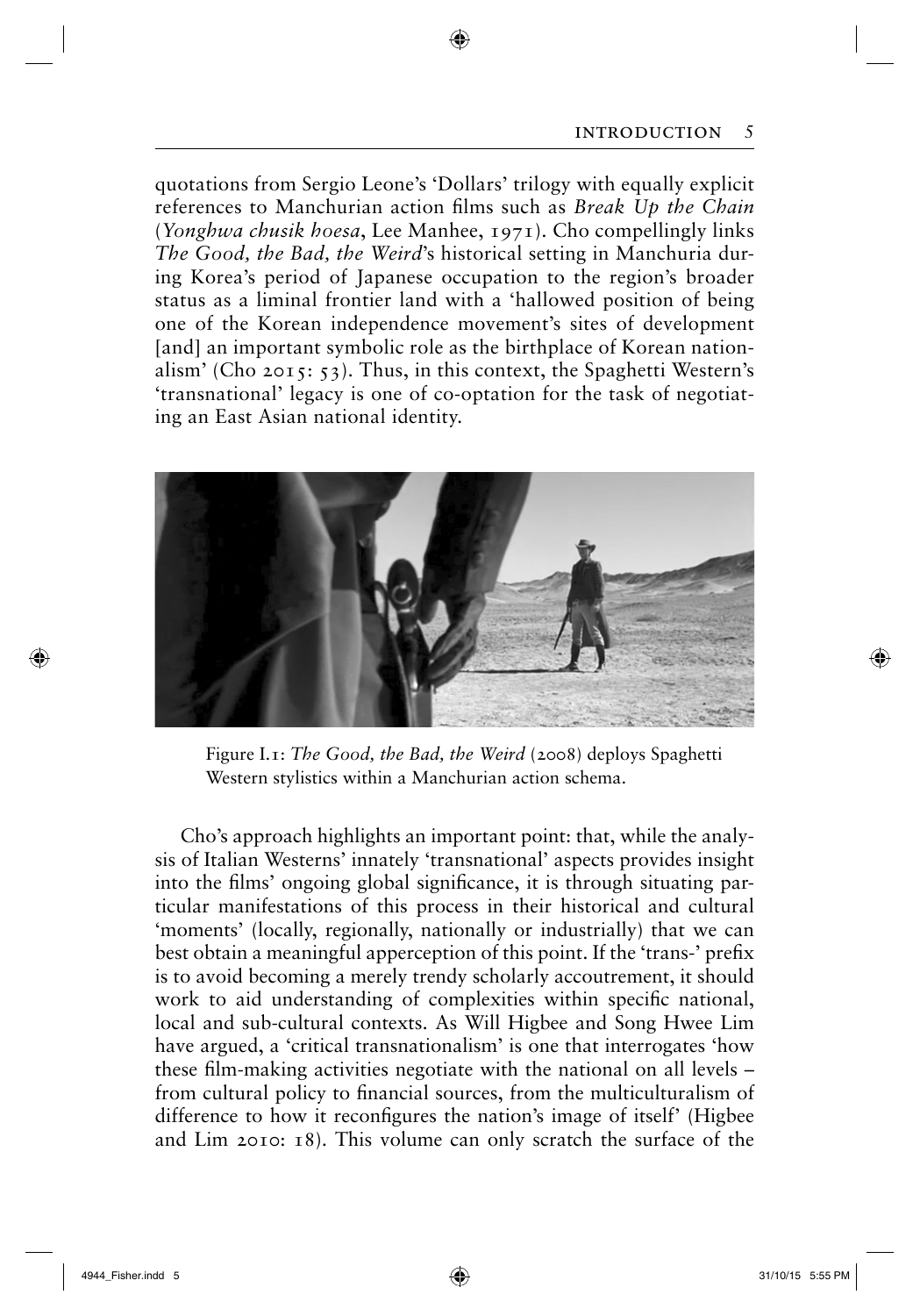quotations from Sergio Leone's 'Dollars' trilogy with equally explicit references to Manchurian action films such as *Break Up the Chain* (*Yonghwa chusik hoesa*, Lee Manhee, 1971). Cho compellingly links *The Good, the Bad, the Weird*'s historical setting in Manchuria during Korea's period of Japanese occupation to the region's broader status as a liminal frontier land with a 'hallowed position of being one of the Korean independence movement's sites of development [and] an important symbolic role as the birthplace of Korean nationalism' (Cho 2015: 53). Thus, in this context, the Spaghetti Western's 'transnational' legacy is one of co-optation for the task of negotiating an East Asian national identity.

Figure I.1: *The Good, the Bad, the Weird* (2008) deploys Spaghetti Western stylistics within a Manchurian action schema.

Cho's approach highlights an important point: that, while the analysis of Italian Westerns' innately 'transnational' aspects provides insight into the films' ongoing global significance, it is through situating particular manifestations of this process in their historical and cultural 'moments' (locally, regionally, nationally or industrially) that we can best obtain a meaningful apperception of this point. If the 'trans-' prefix is to avoid becoming a merely trendy scholarly accoutrement, it should work to aid understanding of complexities within specific national, local and sub-cultural contexts. As Will Higbee and Song Hwee Lim have argued, a 'critical transnationalism' is one that interrogates 'how these film-making activities negotiate with the national on all levels – from cultural policy to financial sources, from the multiculturalism of difference to how it reconfigures the nation's image of itself' (Higbee and Lim 2010: 18). This volume can only scratch the surface of the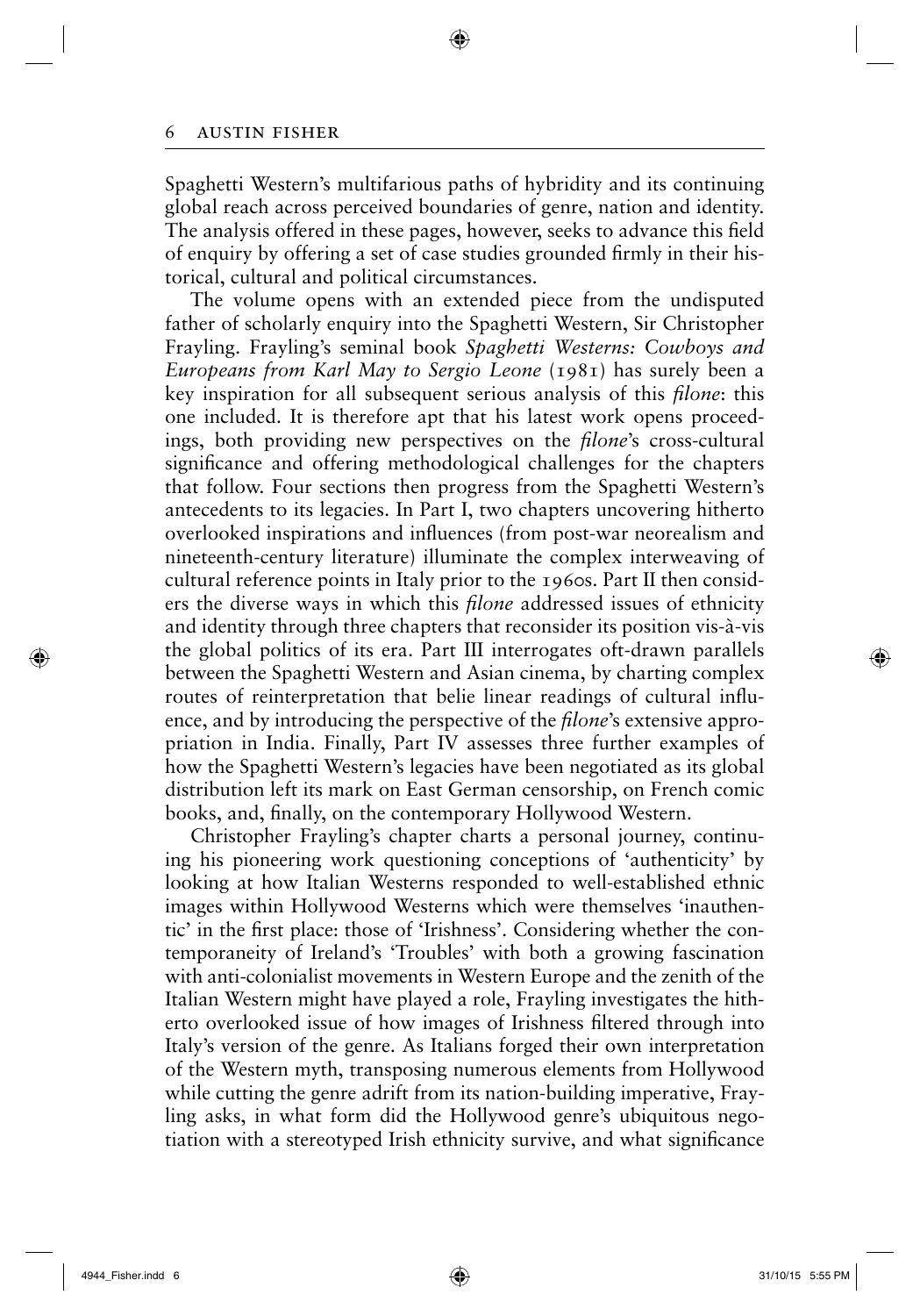Spaghetti Western's multifarious paths of hybridity and its continuing global reach across perceived boundaries of genre, nation and identity. The analysis offered in these pages, however, seeks to advance this field of enquiry by offering a set of case studies grounded firmly in their historical, cultural and political circumstances.

The volume opens with an extended piece from the undisputed father of scholarly enquiry into the Spaghetti Western, Sir Christopher Frayling. Frayling's seminal book *Spaghetti Westerns: Cowboys and Europeans from Karl May to Sergio Leone* (1981) has surely been a key inspiration for all subsequent serious analysis of this *filone*: this one included. It is therefore apt that his latest work opens proceedings, both providing new perspectives on the *filone*'s cross-cultural significance and offering methodological challenges for the chapters that follow. Four sections then progress from the Spaghetti Western's antecedents to its legacies. In Part I, two chapters uncovering hitherto overlooked inspirations and influences (from post-war neorealism and nineteenth-century literature) illuminate the complex interweaving of cultural reference points in Italy prior to the 1960s. Part II then considers the diverse ways in which this *filone* addressed issues of ethnicity and identity through three chapters that reconsider its position vis-à-vis the global politics of its era. Part III interrogates oft-drawn parallels between the Spaghetti Western and Asian cinema, by charting complex routes of reinterpretation that belie linear readings of cultural influence, and by introducing the perspective of the *filone*'s extensive appropriation in India. Finally, Part IV assesses three further examples of how the Spaghetti Western's legacies have been negotiated as its global distribution left its mark on East German censorship, on French comic books, and, finally, on the contemporary Hollywood Western.

Christopher Frayling's chapter charts a personal journey, continuing his pioneering work questioning conceptions of 'authenticity' by looking at how Italian Westerns responded to well-established ethnic images within Hollywood Westerns which were themselves 'inauthentic' in the first place: those of 'Irishness'. Considering whether the contemporaneity of Ireland's 'Troubles' with both a growing fascination with anti-colonialist movements in Western Europe and the zenith of the Italian Western might have played a role, Frayling investigates the hitherto overlooked issue of how images of Irishness filtered through into Italy's version of the genre. As Italians forged their own interpretation of the Western myth, transposing numerous elements from Hollywood while cutting the genre adrift from its nation-building imperative, Frayling asks, in what form did the Hollywood genre's ubiquitous negotiation with a stereotyped Irish ethnicity survive, and what significance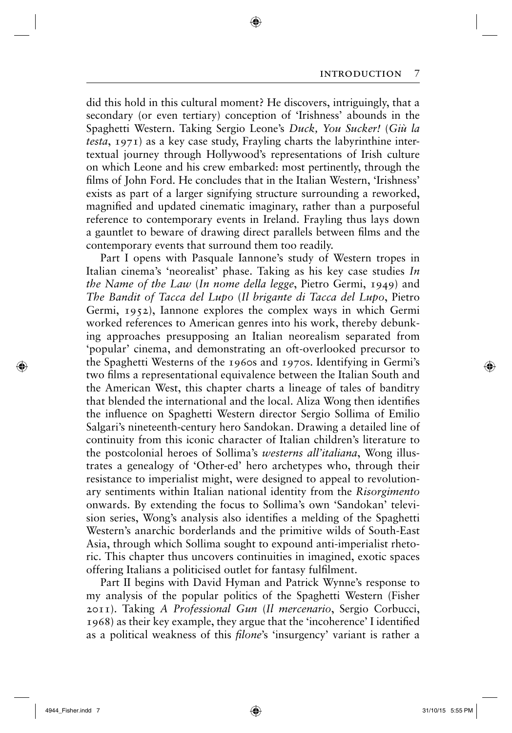did this hold in this cultural moment? He discovers, intriguingly, that a secondary (or even tertiary) conception of 'Irishness' abounds in the Spaghetti Western. Taking Sergio Leone's *Duck, You Sucker!* (*Giù la testa*, 1971) as a key case study, Frayling charts the labyrinthine intertextual journey through Hollywood's representations of Irish culture on which Leone and his crew embarked: most pertinently, through the films of John Ford. He concludes that in the Italian Western, 'Irishness' exists as part of a larger signifying structure surrounding a reworked, magnified and updated cinematic imaginary, rather than a purposeful reference to contemporary events in Ireland. Frayling thus lays down a gauntlet to beware of drawing direct parallels between films and the contemporary events that surround them too readily.

Part I opens with Pasquale Iannone's study of Western tropes in Italian cinema's 'neorealist' phase. Taking as his key case studies *In the Name of the Law* (*In nome della legge*, Pietro Germi, 1949) and *The Bandit of Tacca del Lupo* (*Il brigante di Tacca del Lupo*, Pietro Germi, 1952), Iannone explores the complex ways in which Germi worked references to American genres into his work, thereby debunking approaches presupposing an Italian neorealism separated from 'popular' cinema, and demonstrating an oft-overlooked precursor to the Spaghetti Westerns of the 1960s and 1970s. Identifying in Germi's two films a representational equivalence between the Italian South and the American West, this chapter charts a lineage of tales of banditry that blended the international and the local. Aliza Wong then identifies the influence on Spaghetti Western director Sergio Sollima of Emilio Salgari's nineteenth-century hero Sandokan. Drawing a detailed line of continuity from this iconic character of Italian children's literature to the postcolonial heroes of Sollima's *westerns all'italiana*, Wong illustrates a genealogy of 'Other-ed' hero archetypes who, through their resistance to imperialist might, were designed to appeal to revolutionary sentiments within Italian national identity from the *Risorgimento* onwards. By extending the focus to Sollima's own 'Sandokan' television series, Wong's analysis also identifies a melding of the Spaghetti Western's anarchic borderlands and the primitive wilds of South-East Asia, through which Sollima sought to expound anti-imperialist rhetoric. This chapter thus uncovers continuities in imagined, exotic spaces offering Italians a politicised outlet for fantasy fulfilment.

Part II begins with David Hyman and Patrick Wynne's response to my analysis of the popular politics of the Spaghetti Western (Fisher 2011). Taking *A Professional Gun* (*Il mercenario*, Sergio Corbucci, 1968) as their key example, they argue that the 'incoherence' I identified as a political weakness of this *filone*'s 'insurgency' variant is rather a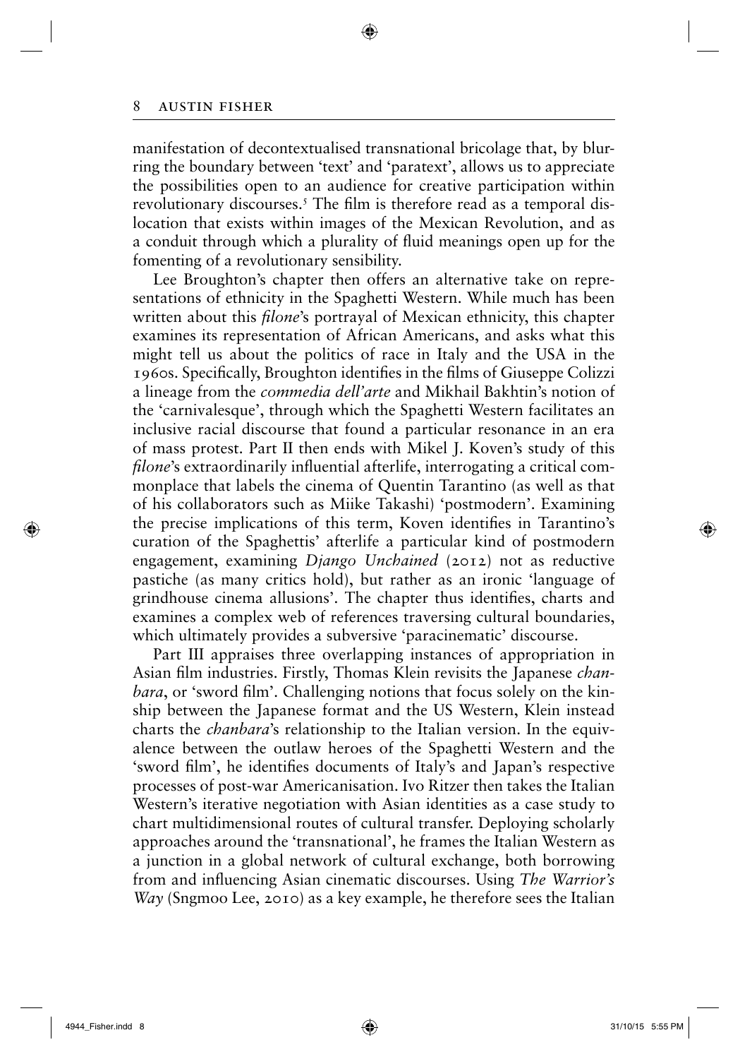manifestation of decontextualised transnational bricolage that, by blurring the boundary between 'text' and 'paratext', allows us to appreciate the possibilities open to an audience for creative participation within revolutionary discourses.[5] The film is therefore read as a temporal dislocation that exists within images of the Mexican Revolution, and as a conduit through which a plurality of fluid meanings open up for the fomenting of a revolutionary sensibility.

Lee Broughton's chapter then offers an alternative take on representations of ethnicity in the Spaghetti Western. While much has been written about this *filone*'s portrayal of Mexican ethnicity, this chapter examines its representation of African Americans, and asks what this might tell us about the politics of race in Italy and the USA in the 1960s. Specifically, Broughton identifies in the films of Giuseppe Colizzi a lineage from the *commedia dell'arte* and Mikhail Bakhtin's notion of the 'carnivalesque', through which the Spaghetti Western facilitates an inclusive racial discourse that found a particular resonance in an era of mass protest. Part II then ends with Mikel J. Koven's study of this *filone*'s extraordinarily influential afterlife, interrogating a critical commonplace that labels the cinema of Quentin Tarantino (as well as that of his collaborators such as Miike Takashi) 'postmodern'. Examining the precise implications of this term, Koven identifies in Tarantino's curation of the Spaghettis' afterlife a particular kind of postmodern engagement, examining *Django Unchained* (2012) not as reductive pastiche (as many critics hold), but rather as an ironic 'language of grindhouse cinema allusions'. The chapter thus identifies, charts and examines a complex web of references traversing cultural boundaries, which ultimately provides a subversive 'paracinematic' discourse.

Part III appraises three overlapping instances of appropriation in Asian film industries. Firstly, Thomas Klein revisits the Japanese *chanbara*, or 'sword film'. Challenging notions that focus solely on the kinship between the Japanese format and the US Western, Klein instead charts the *chanbara*'s relationship to the Italian version. In the equivalence between the outlaw heroes of the Spaghetti Western and the 'sword film', he identifies documents of Italy's and Japan's respective processes of post-war Americanisation. Ivo Ritzer then takes the Italian Western's iterative negotiation with Asian identities as a case study to chart multidimensional routes of cultural transfer. Deploying scholarly approaches around the 'transnational', he frames the Italian Western as a junction in a global network of cultural exchange, both borrowing from and influencing Asian cinematic discourses. Using *The Warrior's Way* (Sngmoo Lee, 2010) as a key example, he therefore sees the Italian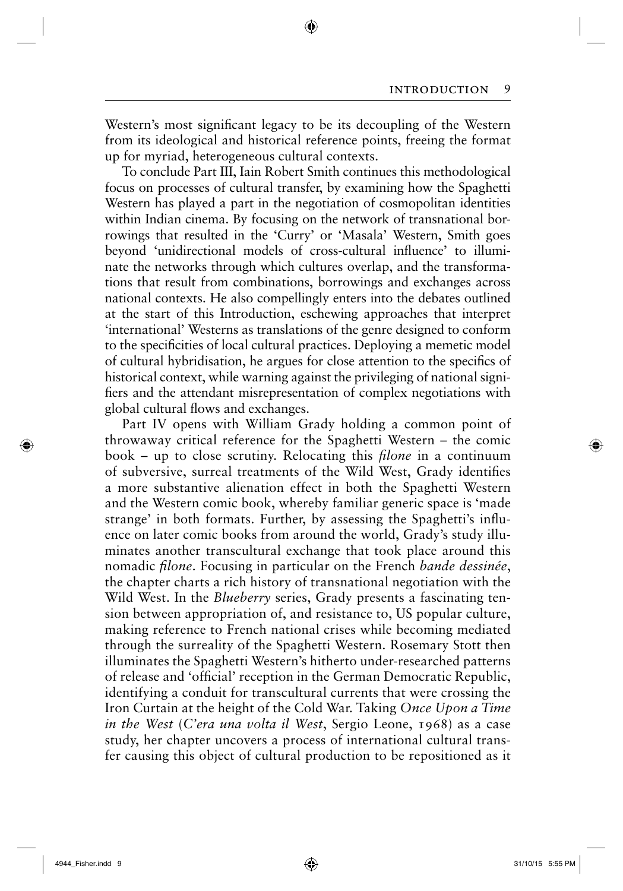Western's most significant legacy to be its decoupling of the Western from its ideological and historical reference points, freeing the format up for myriad, heterogeneous cultural contexts.

To conclude Part III, Iain Robert Smith continues this methodological focus on processes of cultural transfer, by examining how the Spaghetti Western has played a part in the negotiation of cosmopolitan identities within Indian cinema. By focusing on the network of transnational borrowings that resulted in the 'Curry' or 'Masala' Western, Smith goes beyond 'unidirectional models of cross-cultural influence' to illuminate the networks through which cultures overlap, and the transformations that result from combinations, borrowings and exchanges across national contexts. He also compellingly enters into the debates outlined at the start of this Introduction, eschewing approaches that interpret 'international' Westerns as translations of the genre designed to conform to the specificities of local cultural practices. Deploying a memetic model of cultural hybridisation, he argues for close attention to the specifics of historical context, while warning against the privileging of national signifiers and the attendant misrepresentation of complex negotiations with global cultural flows and exchanges.

Part IV opens with William Grady holding a common point of throwaway critical reference for the Spaghetti Western – the comic book – up to close scrutiny. Relocating this *filone* in a continuum of subversive, surreal treatments of the Wild West, Grady identifies a more substantive alienation effect in both the Spaghetti Western and the Western comic book, whereby familiar generic space is 'made strange' in both formats. Further, by assessing the Spaghetti's influence on later comic books from around the world, Grady's study illuminates another transcultural exchange that took place around this nomadic *filone*. Focusing in particular on the French *bande dessinée*, the chapter charts a rich history of transnational negotiation with the Wild West. In the *Blueberry* series, Grady presents a fascinating tension between appropriation of, and resistance to, US popular culture, making reference to French national crises while becoming mediated through the surreality of the Spaghetti Western. Rosemary Stott then illuminates the Spaghetti Western's hitherto under-researched patterns of release and 'official' reception in the German Democratic Republic, identifying a conduit for transcultural currents that were crossing the Iron Curtain at the height of the Cold War. Taking *Once Upon a Time in the West* (*C'era una volta il West*, Sergio Leone, 1968) as a case study, her chapter uncovers a process of international cultural transfer causing this object of cultural production to be repositioned as it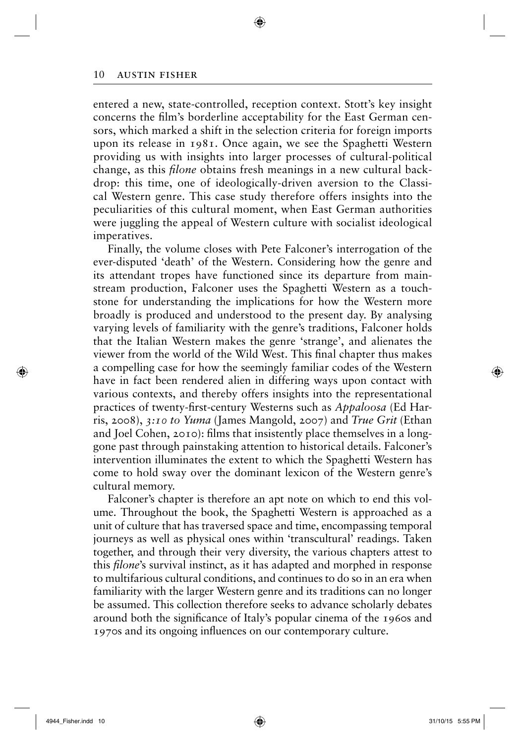entered a new, state-controlled, reception context. Stott's key insight concerns the film's borderline acceptability for the East German censors, which marked a shift in the selection criteria for foreign imports upon its release in 1981. Once again, we see the Spaghetti Western providing us with insights into larger processes of cultural-political change, as this *filone* obtains fresh meanings in a new cultural backdrop: this time, one of ideologically-driven aversion to the Classical Western genre. This case study therefore offers insights into the peculiarities of this cultural moment, when East German authorities were juggling the appeal of Western culture with socialist ideological imperatives.

Finally, the volume closes with Pete Falconer's interrogation of the ever-disputed 'death' of the Western. Considering how the genre and its attendant tropes have functioned since its departure from mainstream production, Falconer uses the Spaghetti Western as a touchstone for understanding the implications for how the Western more broadly is produced and understood to the present day. By analysing varying levels of familiarity with the genre's traditions, Falconer holds that the Italian Western makes the genre 'strange', and alienates the viewer from the world of the Wild West. This final chapter thus makes a compelling case for how the seemingly familiar codes of the Western have in fact been rendered alien in differing ways upon contact with various contexts, and thereby offers insights into the representational practices of twenty-first-century Westerns such as *Appaloosa* (Ed Harris, 2008), *3:10 to Yuma* (James Mangold, 2007) and *True Grit* (Ethan and Joel Cohen, 2010): films that insistently place themselves in a long-gone past through painstaking attention to historical details. Falconer's intervention illuminates the extent to which the Spaghetti Western has come to hold sway over the dominant lexicon of the Western genre's cultural memory.

Falconer's chapter is therefore an apt note on which to end this volume. Throughout the book, the Spaghetti Western is approached as a unit of culture that has traversed space and time, encompassing temporal journeys as well as physical ones within 'transcultural' readings. Taken together, and through their very diversity, the various chapters attest to this *filone*'s survival instinct, as it has adapted and morphed in response to multifarious cultural conditions, and continues to do so in an era when familiarity with the larger Western genre and its traditions can no longer be assumed. This collection therefore seeks to advance scholarly debates around both the significance of Italy's popular cinema of the 1960s and 1970s and its ongoing influences on our contemporary culture.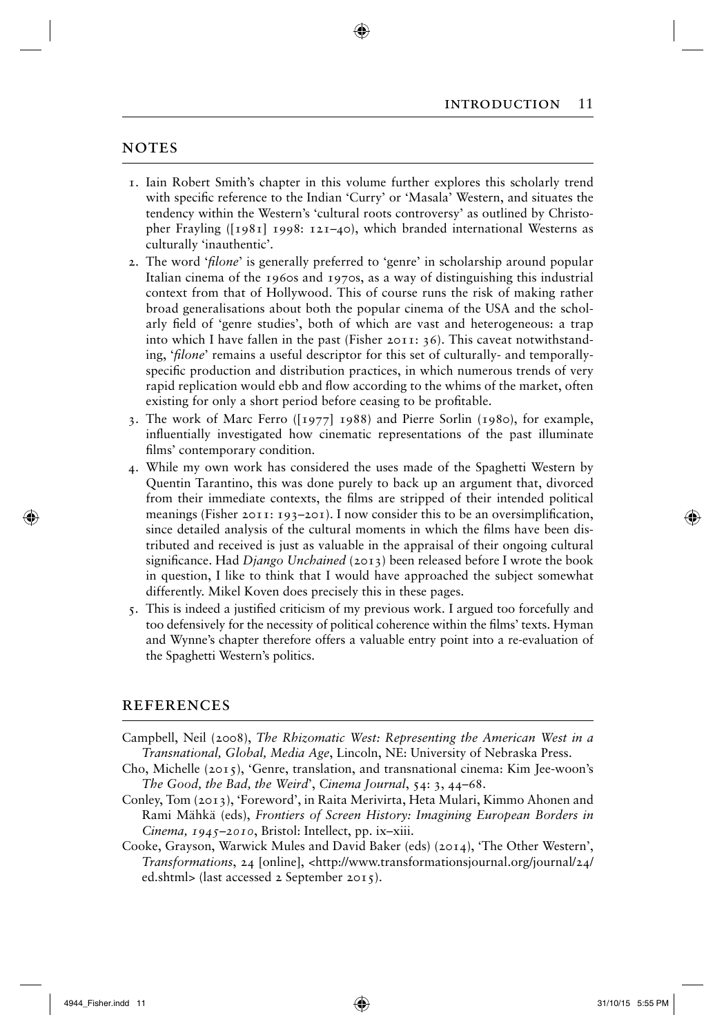## NOTES

1. Iain Robert Smith's chapter in this volume further explores this scholarly trend with specific reference to the Indian 'Curry' or 'Masala' Western, and situates the tendency within the Western's 'cultural roots controversy' as outlined by Christopher Frayling ([1981] 1998: 121–40), which branded international Westerns as culturally 'inauthentic'.
2. The word '*filone*' is generally preferred to 'genre' in scholarship around popular Italian cinema of the 1960s and 1970s, as a way of distinguishing this industrial context from that of Hollywood. This of course runs the risk of making rather broad generalisations about both the popular cinema of the USA and the scholarly field of 'genre studies', both of which are vast and heterogeneous: a trap into which I have fallen in the past (Fisher 2011: 36). This caveat notwithstanding, '*filone*' remains a useful descriptor for this set of culturally- and temporally-specific production and distribution practices, in which numerous trends of very rapid replication would ebb and flow according to the whims of the market, often existing for only a short period before ceasing to be profitable.
3. The work of Marc Ferro ([1977] 1988) and Pierre Sorlin (1980), for example, influentially investigated how cinematic representations of the past illuminate films' contemporary condition.
4. While my own work has considered the uses made of the Spaghetti Western by Quentin Tarantino, this was done purely to back up an argument that, divorced from their immediate contexts, the films are stripped of their intended political meanings (Fisher 2011: 193–201). I now consider this to be an oversimplification, since detailed analysis of the cultural moments in which the films have been distributed and received is just as valuable in the appraisal of their ongoing cultural significance. Had *Django Unchained* (2013) been released before I wrote the book in question, I like to think that I would have approached the subject somewhat differently. Mikel Koven does precisely this in these pages.
5. This is indeed a justified criticism of my previous work. I argued too forcefully and too defensively for the necessity of political coherence within the films' texts. Hyman and Wynne's chapter therefore offers a valuable entry point into a re-evaluation of the Spaghetti Western's politics.

## REFERENCES

Campbell, Neil (2008), *The Rhizomatic West: Representing the American West in a Transnational, Global, Media Age*, Lincoln, NE: University of Nebraska Press.

Cho, Michelle (2015), 'Genre, translation, and transnational cinema: Kim Jee-woon's *The Good, the Bad, the Weird*', *Cinema Journal*, 54: 3, 44–68.

Conley, Tom (2013), 'Foreword', in Raita Merivirta, Heta Mulari, Kimmo Ahonen and Rami Mähkä (eds), *Frontiers of Screen History: Imagining European Borders in Cinema, 1945–2010*, Bristol: Intellect, pp. ix–xiii.

Cooke, Grayson, Warwick Mules and David Baker (eds) (2014), 'The Other Western', *Transformations*, 24 [online], <http://www.transformationsjournal.org/journal/24/ed.shtml> (last accessed 2 September 2015).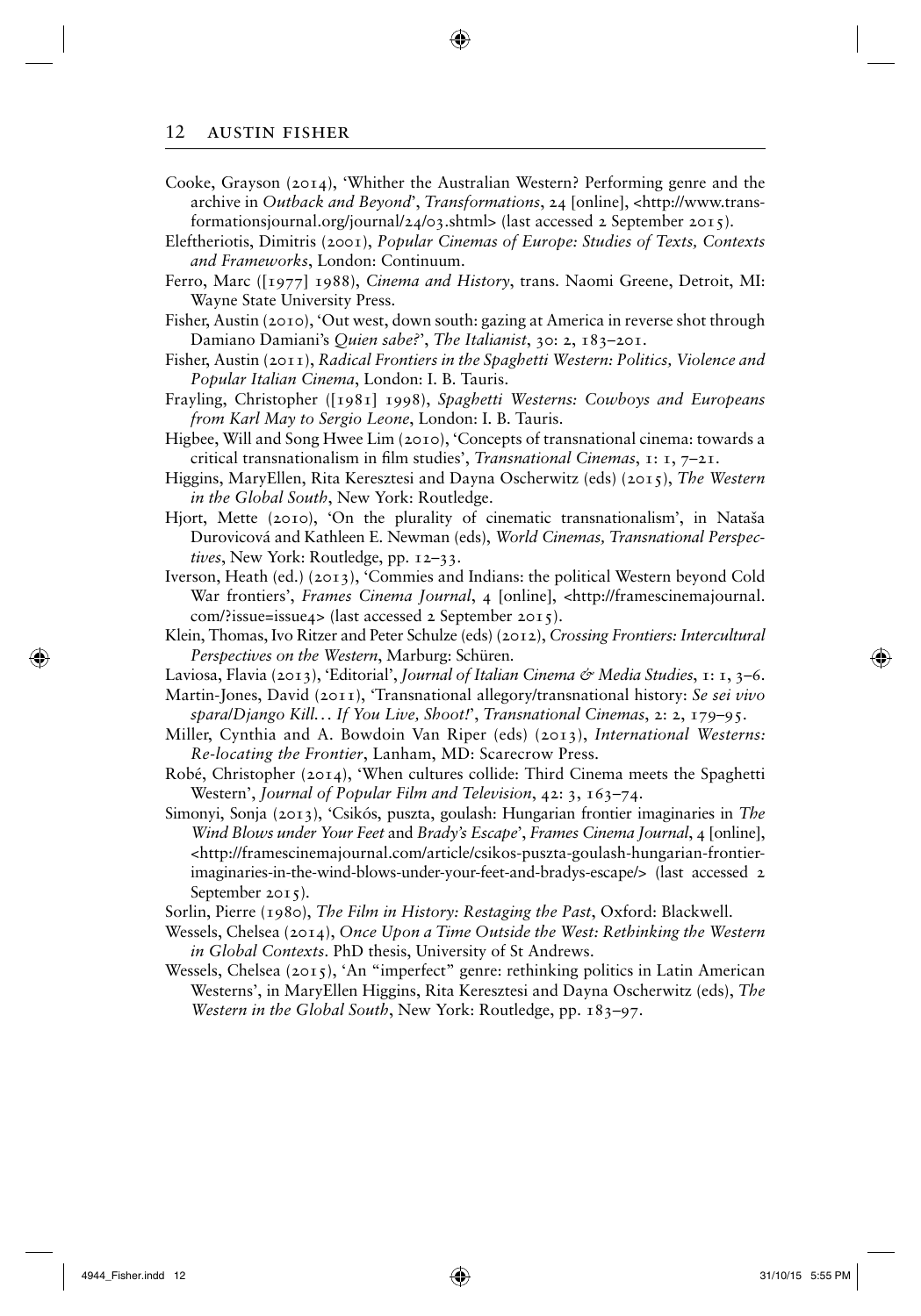Cooke, Grayson (2014), 'Whither the Australian Western? Performing genre and the archive in *Outback and Beyond*', *Transformations*, 24 [online], <http://www.transformationsjournal.org/journal/24/03.shtml> (last accessed 2 September 2015).

Eleftheriotis, Dimitris (2001), *Popular Cinemas of Europe: Studies of Texts, Contexts and Frameworks*, London: Continuum.

Ferro, Marc ([1977] 1988), *Cinema and History*, trans. Naomi Greene, Detroit, MI: Wayne State University Press.

Fisher, Austin (2010), 'Out west, down south: gazing at America in reverse shot through Damiano Damiani's *Quien sabe?*', *The Italianist*, 30: 2, 183–201.

Fisher, Austin (2011), *Radical Frontiers in the Spaghetti Western: Politics, Violence and Popular Italian Cinema*, London: I. B. Tauris.

Frayling, Christopher ([1981] 1998), *Spaghetti Westerns: Cowboys and Europeans from Karl May to Sergio Leone*, London: I. B. Tauris.

Higbee, Will and Song Hwee Lim (2010), 'Concepts of transnational cinema: towards a critical transnationalism in film studies', *Transnational Cinemas*, 1: 1, 7–21.

Higgins, MaryEllen, Rita Keresztesi and Dayna Oscherwitz (eds) (2015), *The Western in the Global South*, New York: Routledge.

Hjort, Mette (2010), 'On the plurality of cinematic transnationalism', in Nataša Durovicová and Kathleen E. Newman (eds), *World Cinemas, Transnational Perspectives*, New York: Routledge, pp. 12–33.

Iverson, Heath (ed.) (2013), 'Commies and Indians: the political Western beyond Cold War frontiers', *Frames Cinema Journal*, 4 [online], <http://framescinemajournal.com/?issue=issue4> (last accessed 2 September 2015).

Klein, Thomas, Ivo Ritzer and Peter Schulze (eds) (2012), *Crossing Frontiers: Intercultural Perspectives on the Western*, Marburg: Schüren.

Laviosa, Flavia (2013), 'Editorial', *Journal of Italian Cinema & Media Studies*, 1: 1, 3–6.

Martin-Jones, David (2011), 'Transnational allegory/transnational history: *Se sei vivo spara/Django Kill... If You Live, Shoot!*', *Transnational Cinemas*, 2: 2, 179–95.

Miller, Cynthia and A. Bowdoin Van Riper (eds) (2013), *International Westerns: Re-locating the Frontier*, Lanham, MD: Scarecrow Press.

Robé, Christopher (2014), 'When cultures collide: Third Cinema meets the Spaghetti Western', *Journal of Popular Film and Television*, 42: 3, 163–74.

Simonyi, Sonja (2013), 'Csikós, puszta, goulash: Hungarian frontier imaginaries in *The Wind Blows under Your Feet* and *Brady's Escape*', *Frames Cinema Journal*, 4 [online], <http://framescinemajournal.com/article/csikos-puszta-goulash-hungarian-frontier-imaginaries-in-the-wind-blows-under-your-feet-and-bradys-escape/> (last accessed 2 September 2015).

Sorlin, Pierre (1980), *The Film in History: Restaging the Past*, Oxford: Blackwell.

Wessels, Chelsea (2014), *Once Upon a Time Outside the West: Rethinking the Western in Global Contexts*. PhD thesis, University of St Andrews.

Wessels, Chelsea (2015), 'An "imperfect" genre: rethinking politics in Latin American Westerns', in MaryEllen Higgins, Rita Keresztesi and Dayna Oscherwitz (eds), *The Western in the Global South*, New York: Routledge, pp. 183–97.